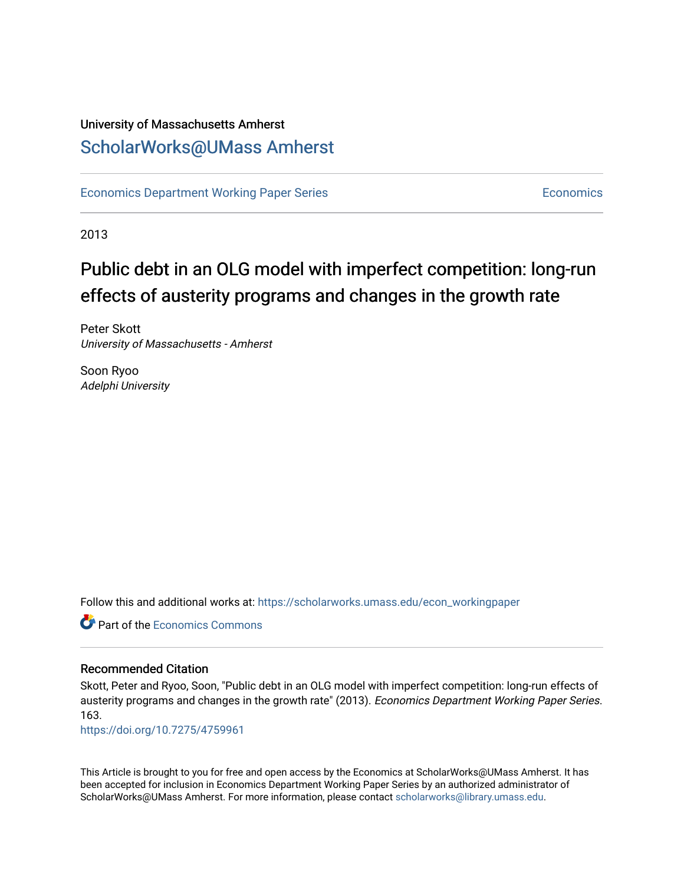University of Massachusetts Amherst

## ScholarWorks@UMass Amherst

Economics Department Working Paper Series | Economics

2013

# Public debt in an OLG model with imperfect competition: long-run effects of austerity programs and changes in the growth rate

Peter Skott
*University of Massachusetts - Amherst*

Soon Ryoo
*Adelphi University*

Follow this and additional works at: https://scholarworks.umass.edu/econ_workingpaper

Part of the Economics Commons

### Recommended Citation

Skott, Peter and Ryoo, Soon, "Public debt in an OLG model with imperfect competition: long-run effects of austerity programs and changes in the growth rate" (2013). *Economics Department Working Paper Series*. 163.
https://doi.org/10.7275/4759961

This Article is brought to you for free and open access by the Economics at ScholarWorks@UMass Amherst. It has been accepted for inclusion in Economics Department Working Paper Series by an authorized administrator of ScholarWorks@UMass Amherst. For more information, please contact scholarworks@library.umass.edu.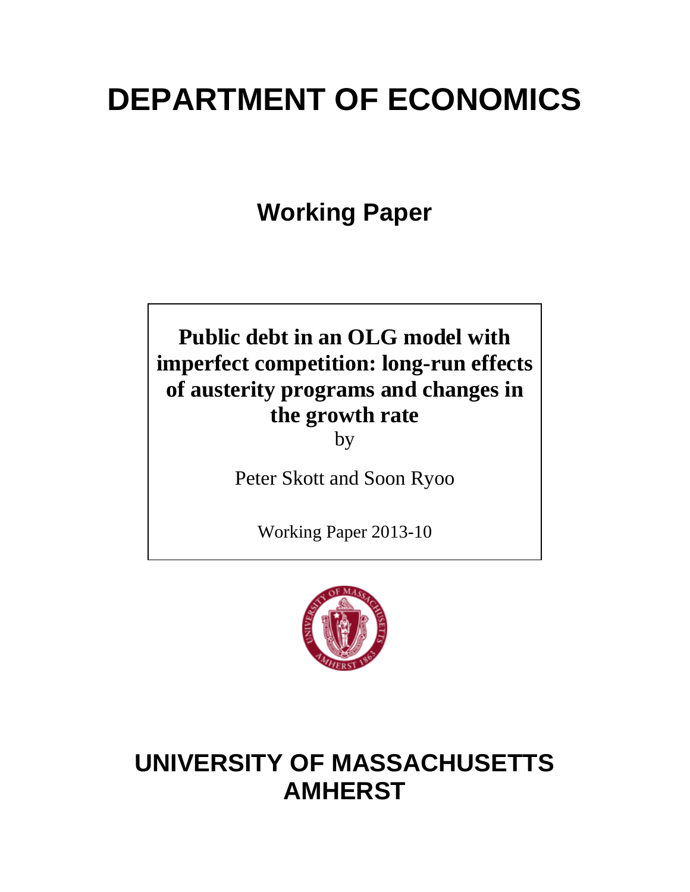# DEPARTMENT OF ECONOMICS

## Working Paper

**Public debt in an OLG model with imperfect competition: long-run effects of austerity programs and changes in the growth rate**

by

Peter Skott and Soon Ryoo

Working Paper 2013-10

# UNIVERSITY OF MASSACHUSETTS AMHERST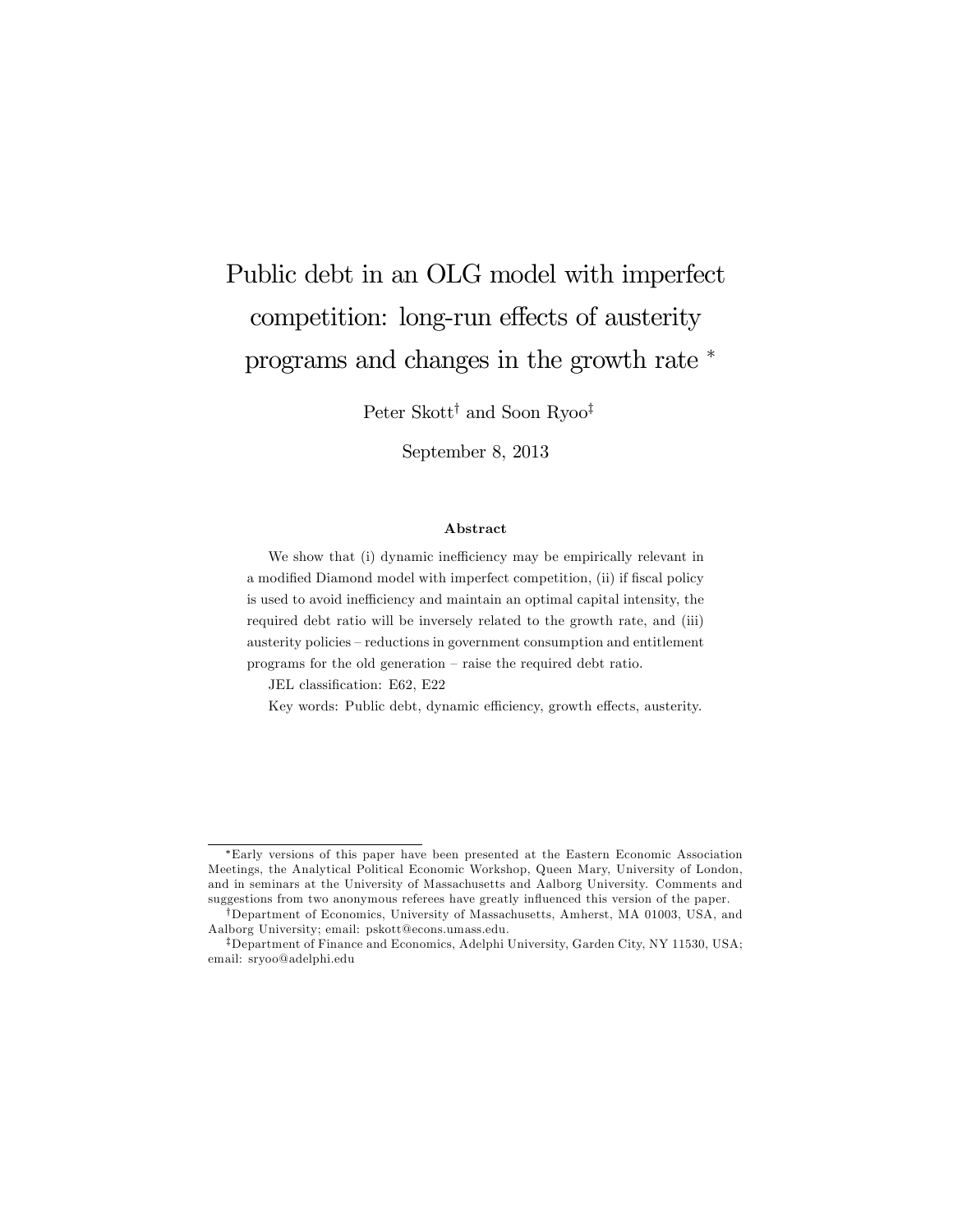# Public debt in an OLG model with imperfect competition: long-run effects of austerity programs and changes in the growth rate *

Peter Skott[†] and Soon Ryoo[‡]

September 8, 2013

### Abstract

We show that (i) dynamic inefficiency may be empirically relevant in a modified Diamond model with imperfect competition, (ii) if fiscal policy is used to avoid inefficiency and maintain an optimal capital intensity, the required debt ratio will be inversely related to the growth rate, and (iii) austerity policies – reductions in government consumption and entitlement programs for the old generation – raise the required debt ratio.

JEL classification: E62, E22

Key words: Public debt, dynamic efficiency, growth effects, austerity.

---

*Early versions of this paper have been presented at the Eastern Economic Association Meetings, the Analytical Political Economic Workshop, Queen Mary, University of London, and in seminars at the University of Massachusetts and Aalborg University. Comments and suggestions from two anonymous referees have greatly influenced this version of the paper.

[†]Department of Economics, University of Massachusetts, Amherst, MA 01003, USA, and Aalborg University; email: pskott@econs.umass.edu.

[‡]Department of Finance and Economics, Adelphi University, Garden City, NY 11530, USA; email: sryoo@adelphi.edu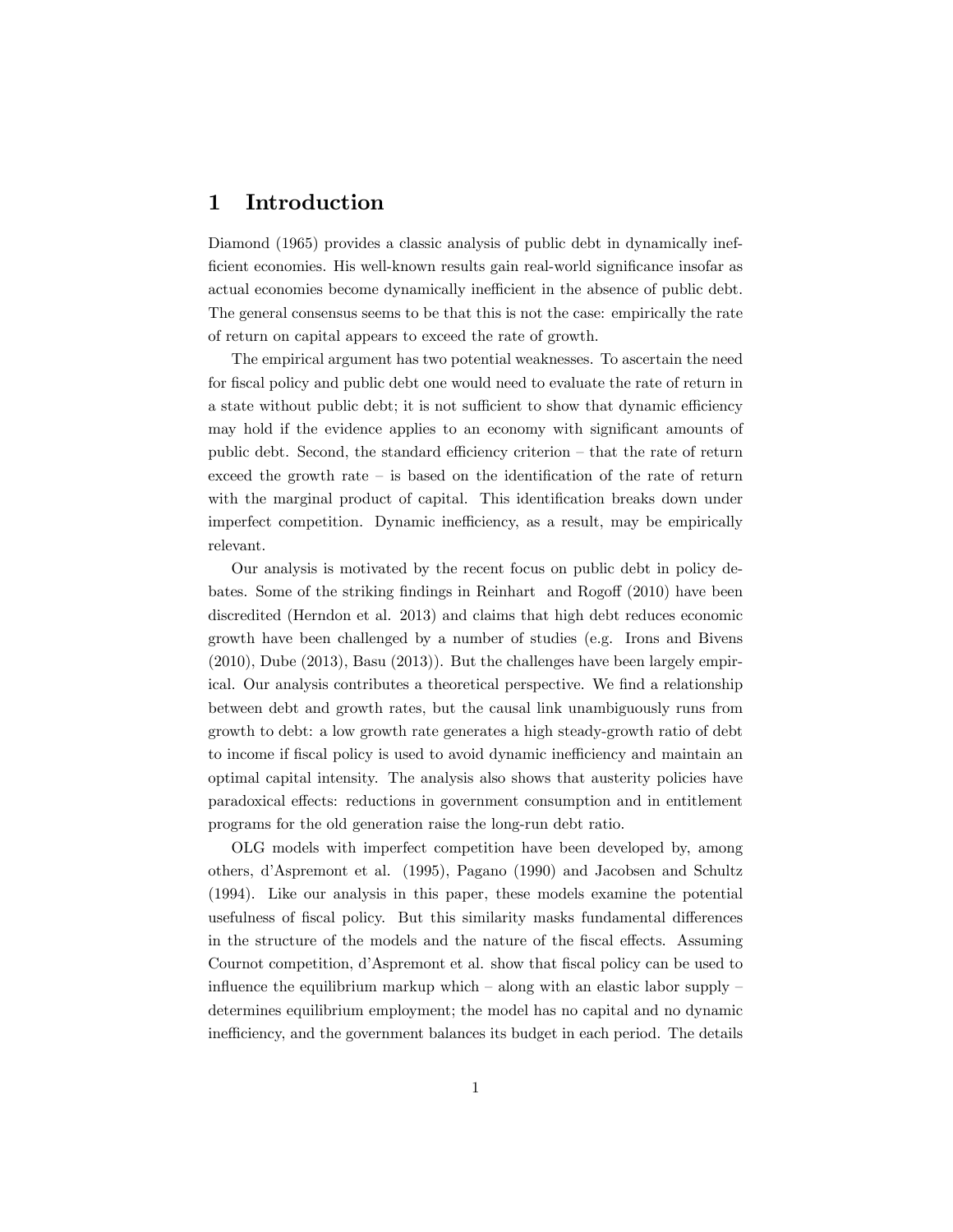# 1 Introduction

Diamond (1965) provides a classic analysis of public debt in dynamically inefficient economies. His well-known results gain real-world significance insofar as actual economies become dynamically inefficient in the absence of public debt. The general consensus seems to be that this is not the case: empirically the rate of return on capital appears to exceed the rate of growth.

The empirical argument has two potential weaknesses. To ascertain the need for fiscal policy and public debt one would need to evaluate the rate of return in a state without public debt; it is not sufficient to show that dynamic efficiency may hold if the evidence applies to an economy with significant amounts of public debt. Second, the standard efficiency criterion – that the rate of return exceed the growth rate – is based on the identification of the rate of return with the marginal product of capital. This identification breaks down under imperfect competition. Dynamic inefficiency, as a result, may be empirically relevant.

Our analysis is motivated by the recent focus on public debt in policy debates. Some of the striking findings in Reinhart and Rogoff (2010) have been discredited (Herndon et al. 2013) and claims that high debt reduces economic growth have been challenged by a number of studies (e.g. Irons and Bivens (2010), Dube (2013), Basu (2013)). But the challenges have been largely empirical. Our analysis contributes a theoretical perspective. We find a relationship between debt and growth rates, but the causal link unambiguously runs from growth to debt: a low growth rate generates a high steady-growth ratio of debt to income if fiscal policy is used to avoid dynamic inefficiency and maintain an optimal capital intensity. The analysis also shows that austerity policies have paradoxical effects: reductions in government consumption and in entitlement programs for the old generation raise the long-run debt ratio.

OLG models with imperfect competition have been developed by, among others, d'Aspremont et al. (1995), Pagano (1990) and Jacobsen and Schultz (1994). Like our analysis in this paper, these models examine the potential usefulness of fiscal policy. But this similarity masks fundamental differences in the structure of the models and the nature of the fiscal effects. Assuming Cournot competition, d'Aspremont et al. show that fiscal policy can be used to influence the equilibrium markup which – along with an elastic labor supply – determines equilibrium employment; the model has no capital and no dynamic inefficiency, and the government balances its budget in each period. The details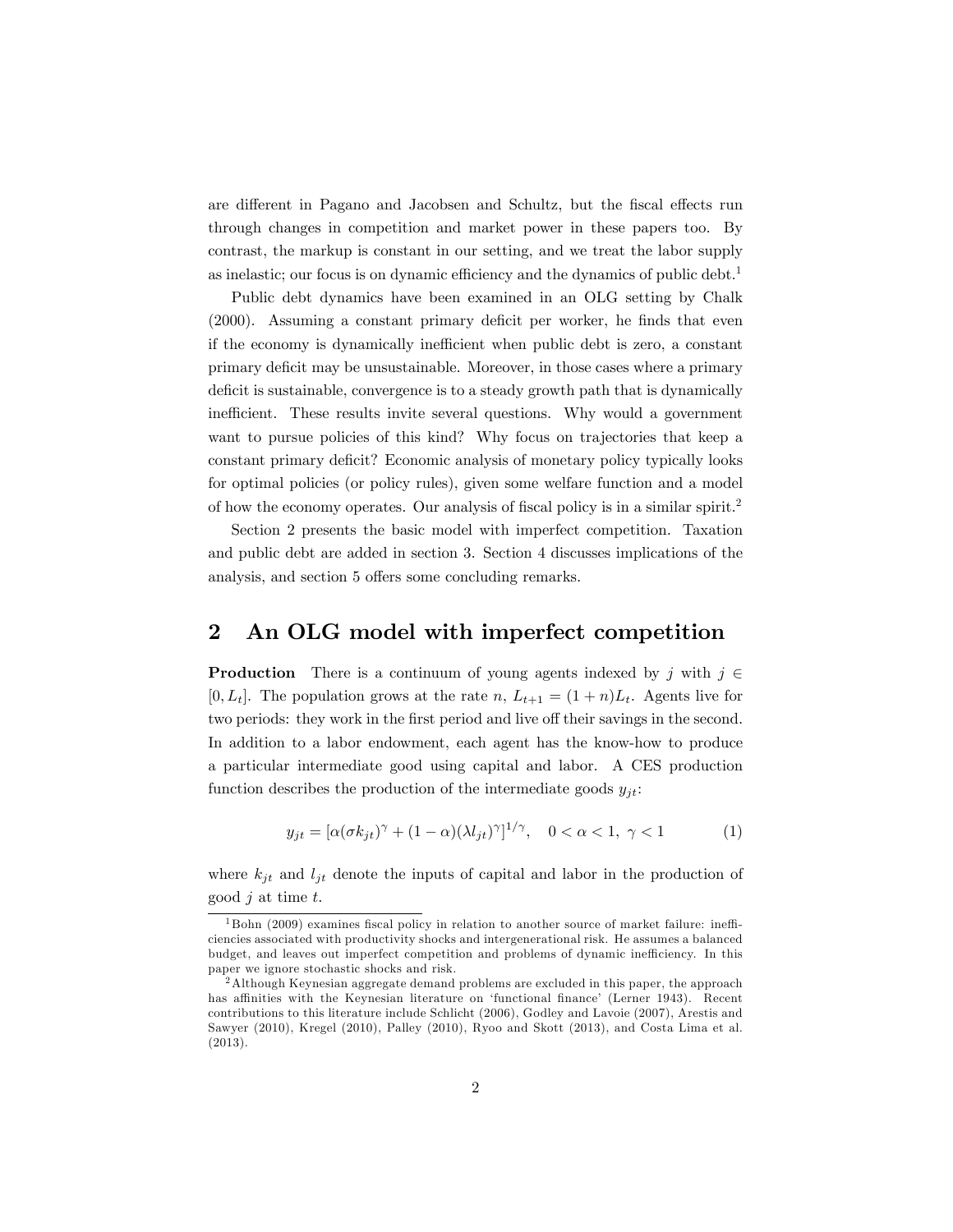are different in Pagano and Jacobsen and Schultz, but the fiscal effects run through changes in competition and market power in these papers too. By contrast, the markup is constant in our setting, and we treat the labor supply as inelastic; our focus is on dynamic efficiency and the dynamics of public debt.[1]

Public debt dynamics have been examined in an OLG setting by Chalk (2000). Assuming a constant primary deficit per worker, he finds that even if the economy is dynamically inefficient when public debt is zero, a constant primary deficit may be unsustainable. Moreover, in those cases where a primary deficit is sustainable, convergence is to a steady growth path that is dynamically inefficient. These results invite several questions. Why would a government want to pursue policies of this kind? Why focus on trajectories that keep a constant primary deficit? Economic analysis of monetary policy typically looks for optimal policies (or policy rules), given some welfare function and a model of how the economy operates. Our analysis of fiscal policy is in a similar spirit.[2]

Section 2 presents the basic model with imperfect competition. Taxation and public debt are added in section 3. Section 4 discusses implications of the analysis, and section 5 offers some concluding remarks.

## 2 An OLG model with imperfect competition

**Production** There is a continuum of young agents indexed by $j$ with $j \in [0, L_t]$. The population grows at the rate $n$, $L_{t+1} = (1+n)L_t$. Agents live for two periods: they work in the first period and live off their savings in the second. In addition to a labor endowment, each agent has the know-how to produce a particular intermediate good using capital and labor. A CES production function describes the production of the intermediate goods $y_{jt}$:

$$y_{jt} = [\alpha(\sigma k_{jt})^{\gamma} + (1-\alpha)(\lambda l_{jt})^{\gamma}]^{1/\gamma}, \quad 0 < \alpha < 1, \ \gamma < 1 \tag{1}$$

where $k_{jt}$ and $l_{jt}$ denote the inputs of capital and labor in the production of good $j$ at time $t$.

[1] Bohn (2009) examines fiscal policy in relation to another source of market failure: inefficiencies associated with productivity shocks and intergenerational risk. He assumes a balanced budget, and leaves out imperfect competition and problems of dynamic inefficiency. In this paper we ignore stochastic shocks and risk.

[2] Although Keynesian aggregate demand problems are excluded in this paper, the approach has affinities with the Keynesian literature on 'functional finance' (Lerner 1943). Recent contributions to this literature include Schlicht (2006), Godley and Lavoie (2007), Arestis and Sawyer (2010), Kregel (2010), Palley (2010), Ryoo and Skott (2013), and Costa Lima et al. (2013).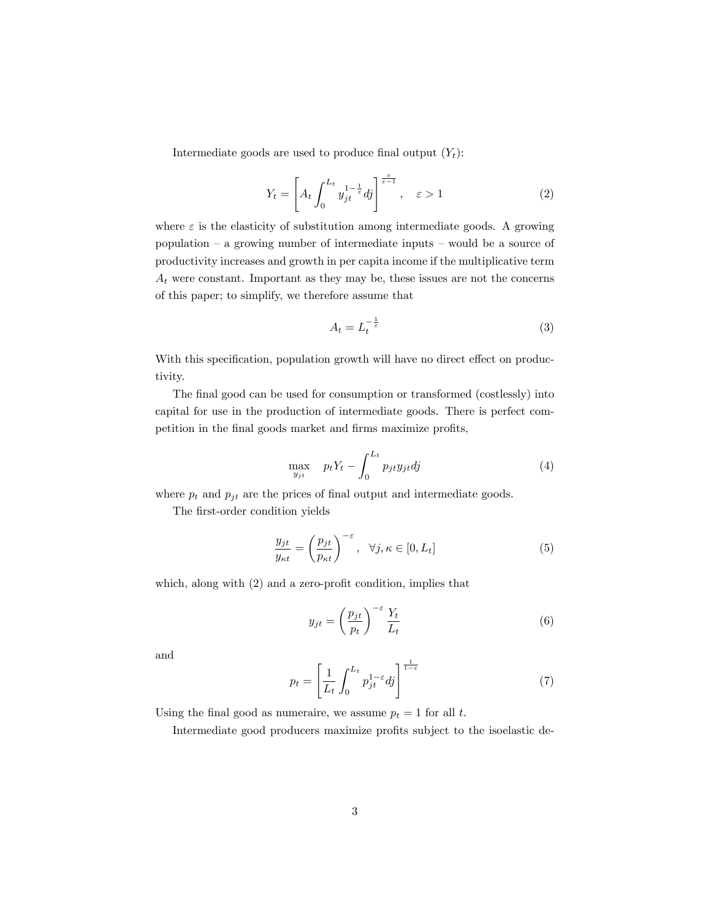Intermediate goods are used to produce final output ($Y_t$):

$$Y_t = \left[ A_t \int_0^{L_t} y_{jt}^{1-\frac{1}{\varepsilon}} dj \right]^{\frac{\varepsilon}{\varepsilon-1}}, \quad \varepsilon > 1 \tag{2}$$

where $\varepsilon$ is the elasticity of substitution among intermediate goods. A growing population – a growing number of intermediate inputs – would be a source of productivity increases and growth in per capita income if the multiplicative term $A_t$ were constant. Important as they may be, these issues are not the concerns of this paper; to simplify, we therefore assume that

$$A_t = L_t^{-\frac{1}{\varepsilon}} \tag{3}$$

With this specification, population growth will have no direct effect on productivity.

The final good can be used for consumption or transformed (costlessly) into capital for use in the production of intermediate goods. There is perfect competition in the final goods market and firms maximize profits,

$$\max_{y_{jt}} \quad p_t Y_t - \int_0^{L_t} p_{jt} y_{jt} dj \tag{4}$$

where $p_t$ and $p_{jt}$ are the prices of final output and intermediate goods.

The first-order condition yields

$$\frac{y_{jt}}{y_{\kappa t}} = \left( \frac{p_{jt}}{p_{\kappa t}} \right)^{-\varepsilon}, \quad \forall j, \kappa \in [0, L_t] \tag{5}$$

which, along with (2) and a zero-profit condition, implies that

$$y_{jt} = \left( \frac{p_{jt}}{p_t} \right)^{-\varepsilon} \frac{Y_t}{L_t} \tag{6}$$

and

$$p_t = \left[ \frac{1}{L_t} \int_0^{L_t} p_{jt}^{1-\varepsilon} dj \right]^{\frac{1}{1-\varepsilon}} \tag{7}$$

Using the final good as numeraire, we assume $p_t = 1$ for all $t$.

Intermediate good producers maximize profits subject to the isoelastic de-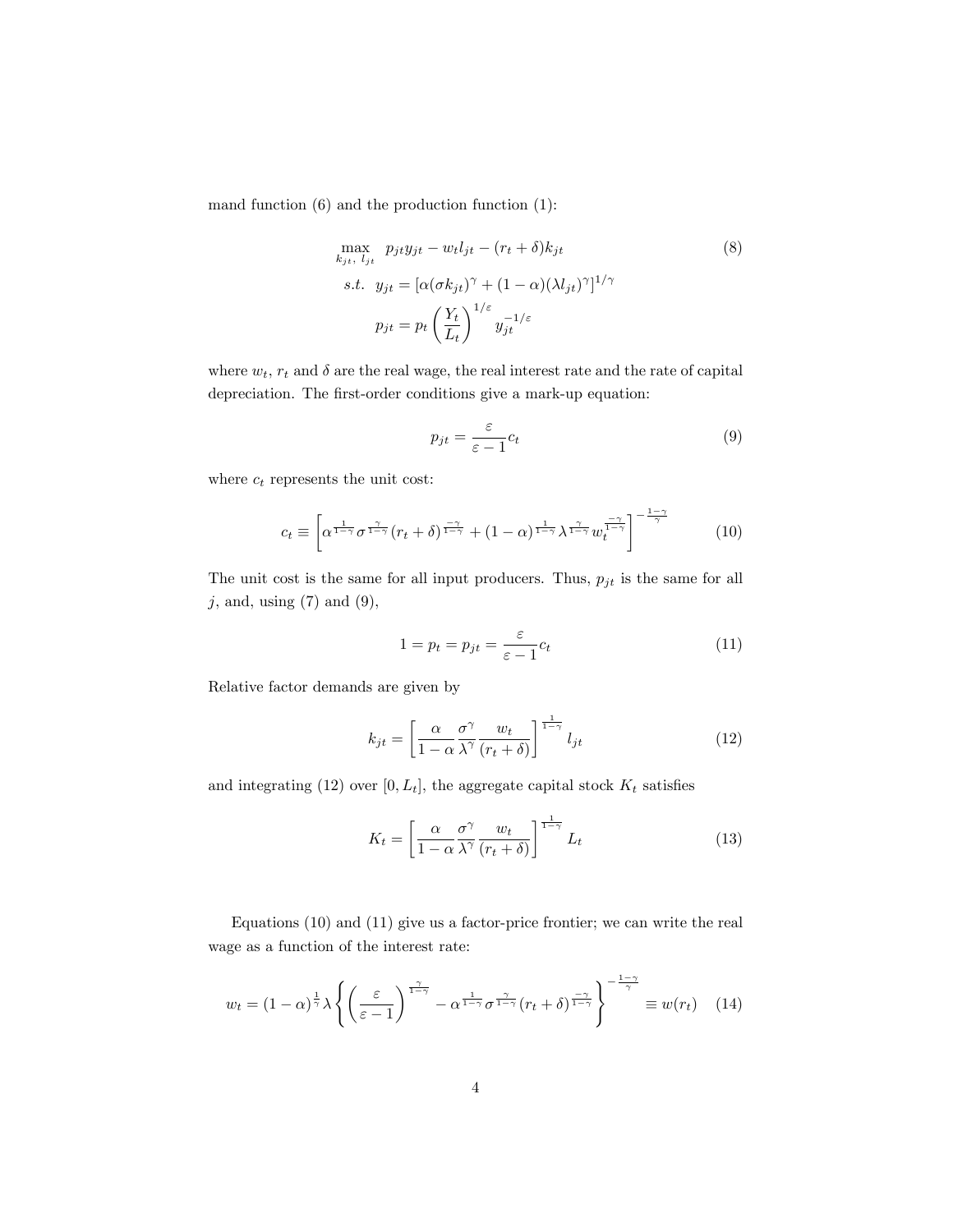mand function (6) and the production function (1):

$$
\begin{aligned}
\max_{k_{jt},\ l_{jt}} \quad & p_{jt}y_{jt} - w_t l_{jt} - (r_t + \delta)k_{jt} \qquad (8)\\
s.t. \quad & y_{jt} = [\alpha(\sigma k_{jt})^{\gamma} + (1-\alpha)(\lambda l_{jt})^{\gamma}]^{1/\gamma} \\
& p_{jt} = p_t \left(\frac{Y_t}{L_t}\right)^{1/\varepsilon} y_{jt}^{-1/\varepsilon}
\end{aligned}
$$

where $w_t$, $r_t$ and $\delta$ are the real wage, the real interest rate and the rate of capital depreciation. The first-order conditions give a mark-up equation:

$$
p_{jt} = \frac{\varepsilon}{\varepsilon - 1} c_t \tag{9}
$$

where $c_t$ represents the unit cost:

$$
c_t \equiv \left[ \alpha^{\frac{1}{1-\gamma}} \sigma^{\frac{\gamma}{1-\gamma}} (r_t + \delta)^{\frac{-\gamma}{1-\gamma}} + (1-\alpha)^{\frac{1}{1-\gamma}} \lambda^{\frac{\gamma}{1-\gamma}} w_t^{\frac{-\gamma}{1-\gamma}} \right]^{-\frac{1-\gamma}{\gamma}} \tag{10}
$$

The unit cost is the same for all input producers. Thus, $p_{jt}$ is the same for all $j$, and, using (7) and (9),

$$
1 = p_t = p_{jt} = \frac{\varepsilon}{\varepsilon - 1} c_t \tag{11}
$$

Relative factor demands are given by

$$
k_{jt} = \left[ \frac{\alpha}{1-\alpha} \frac{\sigma^{\gamma}}{\lambda^{\gamma}} \frac{w_t}{(r_t + \delta)} \right]^{\frac{1}{1-\gamma}} l_{jt} \tag{12}
$$

and integrating (12) over $[0, L_t]$, the aggregate capital stock $K_t$ satisfies

$$
K_t = \left[ \frac{\alpha}{1-\alpha} \frac{\sigma^{\gamma}}{\lambda^{\gamma}} \frac{w_t}{(r_t + \delta)} \right]^{\frac{1}{1-\gamma}} L_t \tag{13}
$$

Equations (10) and (11) give us a factor-price frontier; we can write the real wage as a function of the interest rate:

$$
w_t = (1-\alpha)^{\frac{1}{\gamma}} \lambda \left\{ \left( \frac{\varepsilon}{\varepsilon - 1} \right)^{\frac{\gamma}{1-\gamma}} - \alpha^{\frac{1}{1-\gamma}} \sigma^{\frac{\gamma}{1-\gamma}} (r_t + \delta)^{\frac{-\gamma}{1-\gamma}} \right\}^{-\frac{1-\gamma}{\gamma}} \equiv w(r_t) \tag{14}
$$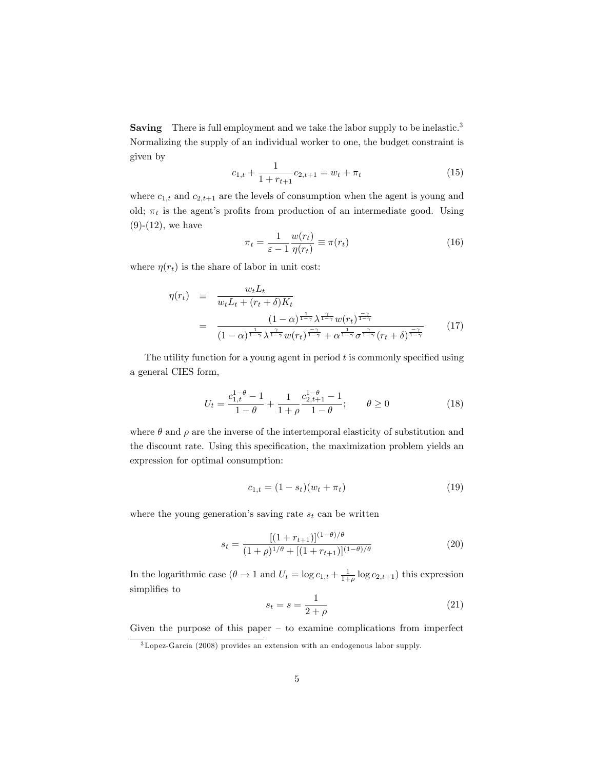**Saving** There is full employment and we take the labor supply to be inelastic.[3] Normalizing the supply of an individual worker to one, the budget constraint is given by

$$c_{1,t} + \frac{1}{1+r_{t+1}} c_{2,t+1} = w_t + \pi_t \tag{15}$$

where $c_{1,t}$ and $c_{2,t+1}$ are the levels of consumption when the agent is young and old; $\pi_t$ is the agent's profits from production of an intermediate good. Using (9)-(12), we have

$$\pi_t = \frac{1}{\varepsilon - 1} \frac{w(r_t)}{\eta(r_t)} \equiv \pi(r_t) \tag{16}$$

where $\eta(r_t)$ is the share of labor in unit cost:

$$\begin{aligned} \eta(r_t) &\equiv \frac{w_t L_t}{w_t L_t + (r_t + \delta) K_t} \\ &= \frac{(1-\alpha)^{\frac{1}{1-\gamma}} \lambda^{\frac{\gamma}{1-\gamma}} w(r_t)^{\frac{-\gamma}{1-\gamma}}}{(1-\alpha)^{\frac{1}{1-\gamma}} \lambda^{\frac{\gamma}{1-\gamma}} w(r_t)^{\frac{-\gamma}{1-\gamma}} + \alpha^{\frac{1}{1-\gamma}} \sigma^{\frac{\gamma}{1-\gamma}} (r_t + \delta)^{\frac{-\gamma}{1-\gamma}}} \end{aligned} \tag{17}$$

The utility function for a young agent in period $t$ is commonly specified using a general CIES form,

$$U_t = \frac{c_{1,t}^{1-\theta} - 1}{1-\theta} + \frac{1}{1+\rho} \frac{c_{2,t+1}^{1-\theta} - 1}{1-\theta}; \qquad \theta \geq 0 \tag{18}$$

where $\theta$ and $\rho$ are the inverse of the intertemporal elasticity of substitution and the discount rate. Using this specification, the maximization problem yields an expression for optimal consumption:

$$c_{1,t} = (1 - s_t)(w_t + \pi_t) \tag{19}$$

where the young generation's saving rate $s_t$ can be written

$$s_t = \frac{[(1 + r_{t+1})]^{(1-\theta)/\theta}}{(1+\rho)^{1/\theta} + [(1 + r_{t+1})]^{(1-\theta)/\theta}} \tag{20}$$

In the logarithmic case ($\theta \to 1$ and $U_t = \log c_{1,t} + \frac{1}{1+\rho} \log c_{2,t+1}$) this expression simplifies to

$$s_t = s = \frac{1}{2+\rho} \tag{21}$$

Given the purpose of this paper – to examine complications from imperfect

[3] Lopez-Garcia (2008) provides an extension with an endogenous labor supply.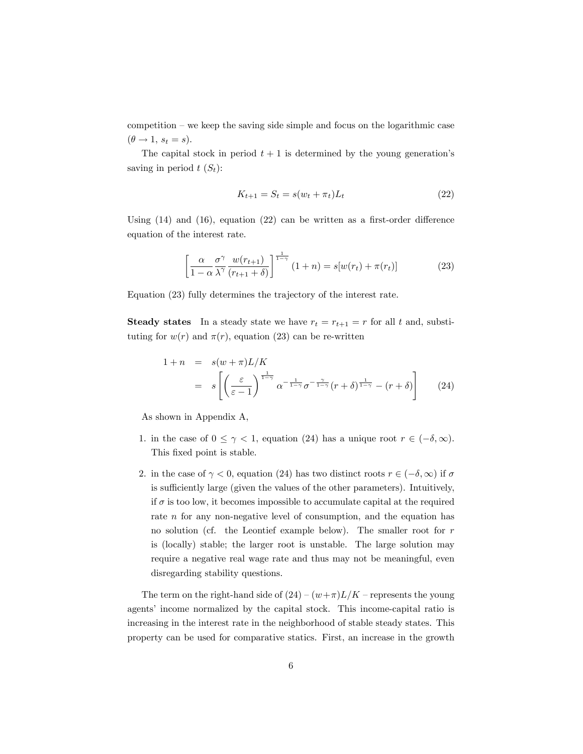competition – we keep the saving side simple and focus on the logarithmic case ($\theta \to 1$, $s_t = s$).

The capital stock in period $t+1$ is determined by the young generation's saving in period $t$ ($S_t$):

$$K_{t+1} = S_t = s(w_t + \pi_t)L_t \tag{22}$$

Using (14) and (16), equation (22) can be written as a first-order difference equation of the interest rate.

$$\left[\frac{\alpha}{1-\alpha}\frac{\sigma^\gamma}{\lambda^\gamma}\frac{w(r_{t+1})}{(r_{t+1}+\delta)}\right]^{\frac{1}{1-\gamma}}(1+n) = s[w(r_t) + \pi(r_t)] \tag{23}$$

Equation (23) fully determines the trajectory of the interest rate.

**Steady states** In a steady state we have $r_t = r_{t+1} = r$ for all $t$ and, substituting for $w(r)$ and $\pi(r)$, equation (23) can be re-written

$$\begin{aligned} 1+n &= s(w+\pi)L/K \\ &= s\left[\left(\frac{\varepsilon}{\varepsilon-1}\right)^{\frac{1}{1-\gamma}}\alpha^{-\frac{1}{1-\gamma}}\sigma^{-\frac{\gamma}{1-\gamma}}(r+\delta)^{\frac{1}{1-\gamma}} - (r+\delta)\right] \end{aligned} \tag{24}$$

As shown in Appendix A,

1. in the case of $0 \leq \gamma < 1$, equation (24) has a unique root $r \in (-\delta, \infty)$. This fixed point is stable.
2. in the case of $\gamma < 0$, equation (24) has two distinct roots $r \in (-\delta, \infty)$ if $\sigma$ is sufficiently large (given the values of the other parameters). Intuitively, if $\sigma$ is too low, it becomes impossible to accumulate capital at the required rate $n$ for any non-negative level of consumption, and the equation has no solution (cf. the Leontief example below). The smaller root for $r$ is (locally) stable; the larger root is unstable. The large solution may require a negative real wage rate and thus may not be meaningful, even disregarding stability questions.

The term on the right-hand side of (24) – $(w+\pi)L/K$ – represents the young agents' income normalized by the capital stock. This income-capital ratio is increasing in the interest rate in the neighborhood of stable steady states. This property can be used for comparative statics. First, an increase in the growth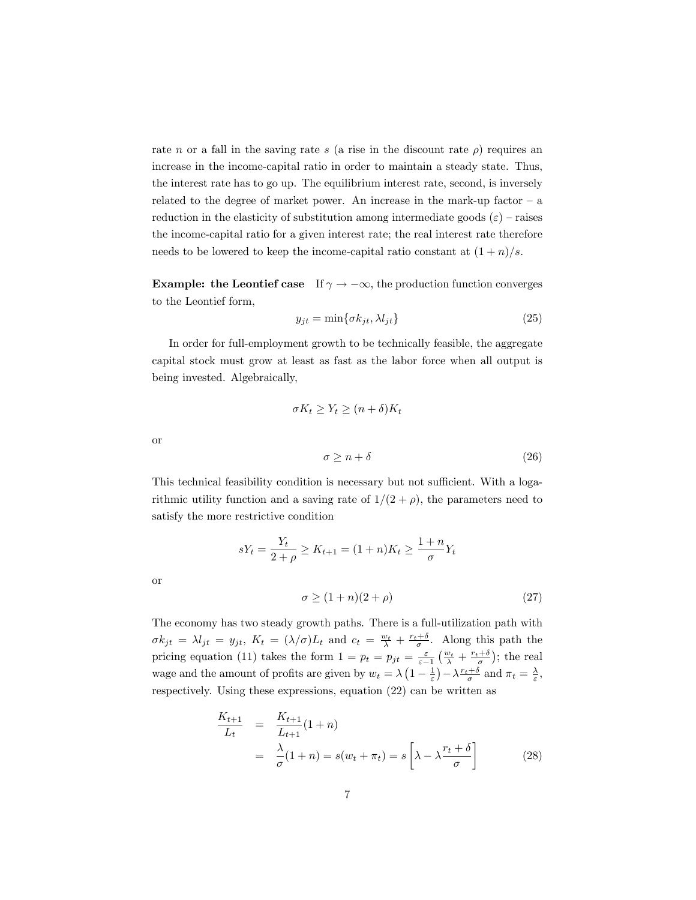rate $n$ or a fall in the saving rate $s$ (a rise in the discount rate $\rho$) requires an increase in the income-capital ratio in order to maintain a steady state. Thus, the interest rate has to go up. The equilibrium interest rate, second, is inversely related to the degree of market power. An increase in the mark-up factor – a reduction in the elasticity of substitution among intermediate goods ($\varepsilon$) – raises the income-capital ratio for a given interest rate; the real interest rate therefore needs to be lowered to keep the income-capital ratio constant at $(1+n)/s$.

**Example: the Leontief case** If $\gamma \to -\infty$, the production function converges to the Leontief form,

$$y_{jt} = \min\{\sigma k_{jt}, \lambda l_{jt}\} \tag{25}$$

In order for full-employment growth to be technically feasible, the aggregate capital stock must grow at least as fast as the labor force when all output is being invested. Algebraically,

$$\sigma K_t \geq Y_t \geq (n+\delta)K_t$$

or

$$\sigma \geq n + \delta \tag{26}$$

This technical feasibility condition is necessary but not sufficient. With a logarithmic utility function and a saving rate of $1/(2+\rho)$, the parameters need to satisfy the more restrictive condition

$$sY_t = \frac{Y_t}{2+\rho} \geq K_{t+1} = (1+n)K_t \geq \frac{1+n}{\sigma}Y_t$$

or

$$\sigma \geq (1+n)(2+\rho) \tag{27}$$

The economy has two steady growth paths. There is a full-utilization path with $\sigma k_{jt} = \lambda l_{jt} = y_{jt}$, $K_t = (\lambda/\sigma)L_t$ and $c_t = \frac{w_t}{\lambda} + \frac{r_t+\delta}{\sigma}$. Along this path the pricing equation (11) takes the form $1 = p_t = p_{jt} = \frac{\varepsilon}{\varepsilon-1}\left(\frac{w_t}{\lambda} + \frac{r_t+\delta}{\sigma}\right)$; the real wage and the amount of profits are given by $w_t = \lambda\left(1 - \frac{1}{\varepsilon}\right) - \lambda\frac{r_t+\delta}{\sigma}$ and $\pi_t = \frac{\lambda}{\varepsilon}$, respectively. Using these expressions, equation (22) can be written as

$$\begin{aligned}
\frac{K_{t+1}}{L_t} &= \frac{K_{t+1}}{L_{t+1}}(1+n) \\
&= \frac{\lambda}{\sigma}(1+n) = s(w_t + \pi_t) = s\left[\lambda - \lambda\frac{r_t+\delta}{\sigma}\right]
\end{aligned} \tag{28}$$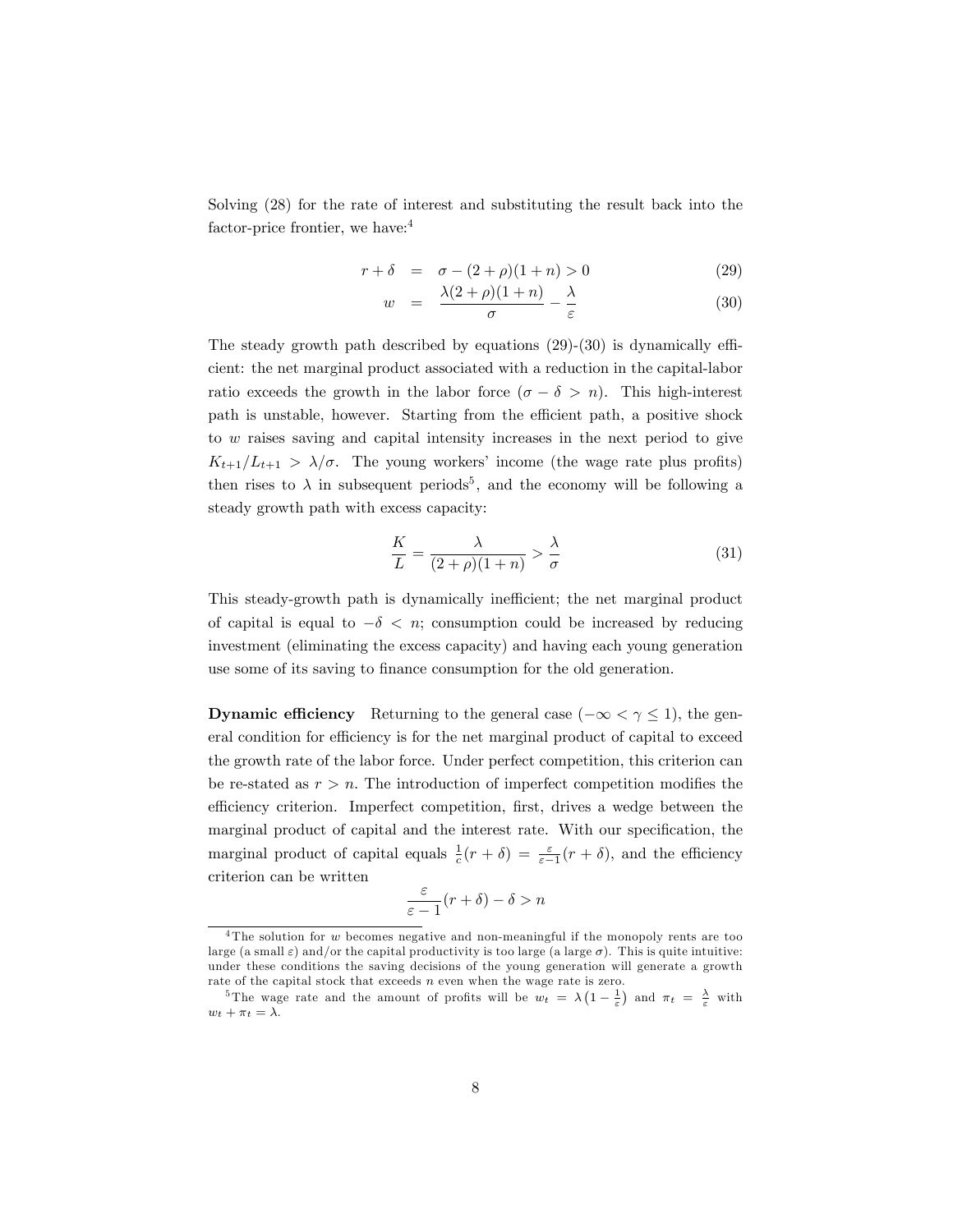Solving (28) for the rate of interest and substituting the result back into the factor-price frontier, we have:[4]

$$r + \delta = \sigma - (2+\rho)(1+n) > 0 \tag{29}$$

$$w = \frac{\lambda(2+\rho)(1+n)}{\sigma} - \frac{\lambda}{\varepsilon} \tag{30}$$

The steady growth path described by equations (29)-(30) is dynamically efficient: the net marginal product associated with a reduction in the capital-labor ratio exceeds the growth in the labor force ($\sigma - \delta > n$). This high-interest path is unstable, however. Starting from the efficient path, a positive shock to $w$ raises saving and capital intensity increases in the next period to give $K_{t+1}/L_{t+1} > \lambda/\sigma$. The young workers' income (the wage rate plus profits) then rises to $\lambda$ in subsequent periods[5], and the economy will be following a steady growth path with excess capacity:

$$\frac{K}{L} = \frac{\lambda}{(2+\rho)(1+n)} > \frac{\lambda}{\sigma} \tag{31}$$

This steady-growth path is dynamically inefficient; the net marginal product of capital is equal to $-\delta < n$; consumption could be increased by reducing investment (eliminating the excess capacity) and having each young generation use some of its saving to finance consumption for the old generation.

**Dynamic efficiency** Returning to the general case ($-\infty < \gamma \leq 1$), the general condition for efficiency is for the net marginal product of capital to exceed the growth rate of the labor force. Under perfect competition, this criterion can be re-stated as $r > n$. The introduction of imperfect competition modifies the efficiency criterion. Imperfect competition, first, drives a wedge between the marginal product of capital and the interest rate. With our specification, the marginal product of capital equals $\frac{1}{c}(r+\delta) = \frac{\varepsilon}{\varepsilon-1}(r+\delta)$, and the efficiency criterion can be written

$$\frac{\varepsilon}{\varepsilon-1}(r+\delta) - \delta > n$$

[4] The solution for $w$ becomes negative and non-meaningful if the monopoly rents are too large (a small $\varepsilon$) and/or the capital productivity is too large (a large $\sigma$). This is quite intuitive: under these conditions the saving decisions of the young generation will generate a growth rate of the capital stock that exceeds $n$ even when the wage rate is zero.

[5] The wage rate and the amount of profits will be $w_t = \lambda\left(1 - \frac{1}{\varepsilon}\right)$ and $\pi_t = \frac{\lambda}{\varepsilon}$ with $w_t + \pi_t = \lambda$.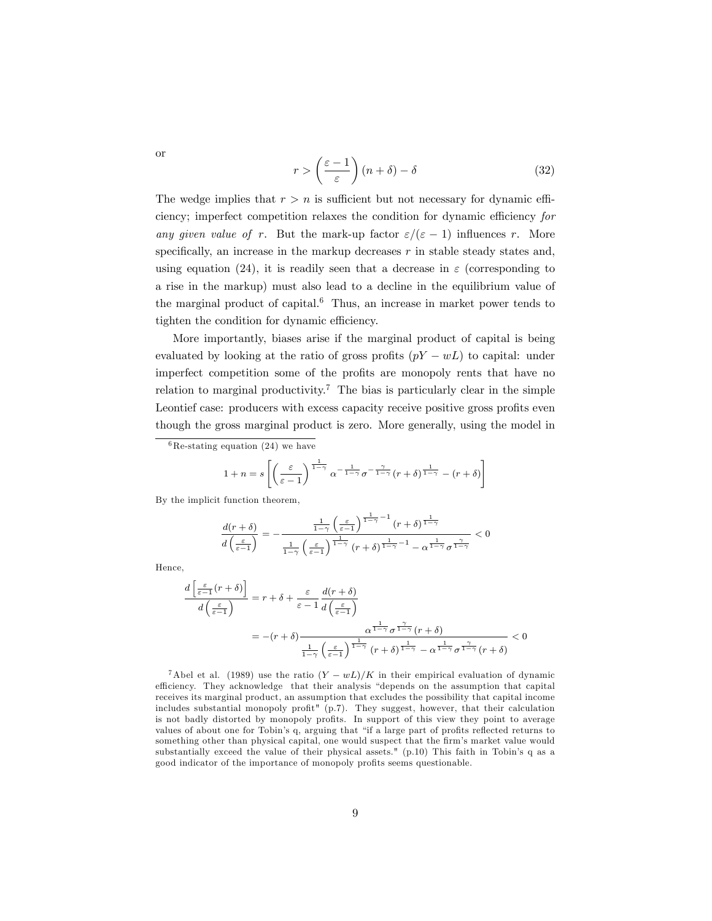or

$$r > \left(\frac{\varepsilon - 1}{\varepsilon}\right)(n + \delta) - \delta \tag{32}$$

The wedge implies that $r > n$ is sufficient but not necessary for dynamic efficiency; imperfect competition relaxes the condition for dynamic efficiency *for any given value of* $r$. But the mark-up factor $\varepsilon/(\varepsilon - 1)$ influences $r$. More specifically, an increase in the markup decreases $r$ in stable steady states and, using equation (24), it is readily seen that a decrease in $\varepsilon$ (corresponding to a rise in the markup) must also lead to a decline in the equilibrium value of the marginal product of capital.[6] Thus, an increase in market power tends to tighten the condition for dynamic efficiency.

More importantly, biases arise if the marginal product of capital is being evaluated by looking at the ratio of gross profits ($pY - wL$) to capital: under imperfect competition some of the profits are monopoly rents that have no relation to marginal productivity.[7] The bias is particularly clear in the simple Leontief case: producers with excess capacity receive positive gross profits even though the gross marginal product is zero. More generally, using the model in

---

[6] Re-stating equation (24) we have

$$1 + n = s\left[\left(\frac{\varepsilon}{\varepsilon - 1}\right)^{\frac{1}{1-\gamma}} \alpha^{-\frac{1}{1-\gamma}} \sigma^{-\frac{\gamma}{1-\gamma}} (r + \delta)^{\frac{1}{1-\gamma}} - (r + \delta)\right]$$

By the implicit function theorem,

$$\frac{d(r+\delta)}{d\left(\frac{\varepsilon}{\varepsilon-1}\right)} = -\frac{\frac{1}{1-\gamma}\left(\frac{\varepsilon}{\varepsilon-1}\right)^{\frac{1}{1-\gamma}-1}(r+\delta)^{\frac{1}{1-\gamma}}}{\frac{1}{1-\gamma}\left(\frac{\varepsilon}{\varepsilon-1}\right)^{\frac{1}{1-\gamma}}(r+\delta)^{\frac{1}{1-\gamma}-1} - \alpha^{\frac{1}{1-\gamma}}\sigma^{\frac{\gamma}{1-\gamma}}} < 0$$

Hence,

$$\begin{aligned}\frac{d\left[\frac{\varepsilon}{\varepsilon-1}(r+\delta)\right]}{d\left(\frac{\varepsilon}{\varepsilon-1}\right)} &= r + \delta + \frac{\varepsilon}{\varepsilon - 1}\frac{d(r+\delta)}{d\left(\frac{\varepsilon}{\varepsilon-1}\right)} \\ &= -(r+\delta)\frac{\alpha^{\frac{1}{1-\gamma}}\sigma^{\frac{\gamma}{1-\gamma}}(r+\delta)}{\frac{1}{1-\gamma}\left(\frac{\varepsilon}{\varepsilon-1}\right)^{\frac{1}{1-\gamma}}(r+\delta)^{\frac{1}{1-\gamma}} - \alpha^{\frac{1}{1-\gamma}}\sigma^{\frac{\gamma}{1-\gamma}}(r+\delta)} < 0\end{aligned}$$

[7] Abel et al. (1989) use the ratio $(Y - wL)/K$ in their empirical evaluation of dynamic efficiency. They acknowledge that their analysis "depends on the assumption that capital receives its marginal product, an assumption that excludes the possibility that capital income includes substantial monopoly profit" (p.7). They suggest, however, that their calculation is not badly distorted by monopoly profits. In support of this view they point to average values of about one for Tobin's q, arguing that "if a large part of profits reflected returns to something other than physical capital, one would suspect that the firm's market value would substantially exceed the value of their physical assets." (p.10) This faith in Tobin's q as a good indicator of the importance of monopoly profits seems questionable.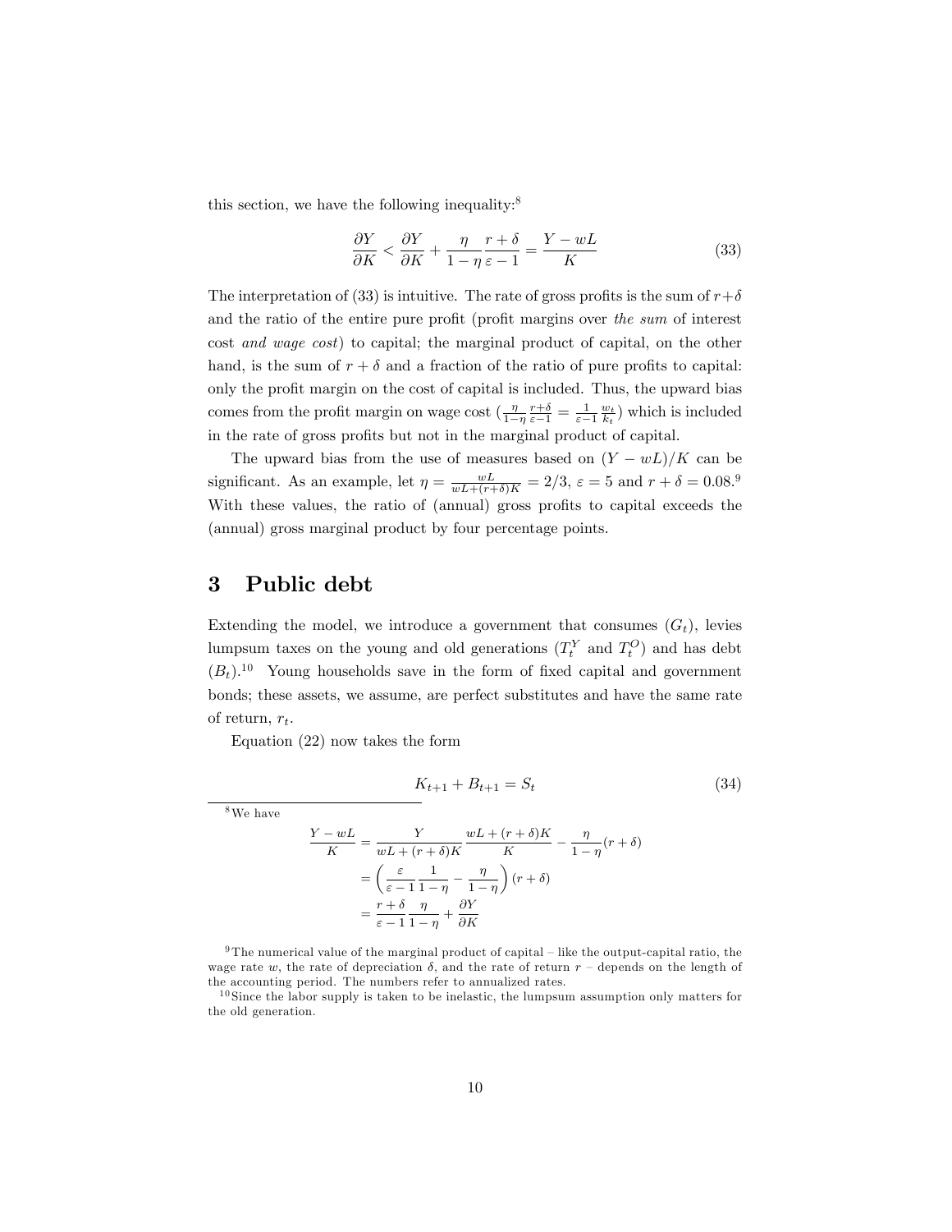this section, we have the following inequality:[8]

$$\frac{\partial Y}{\partial K} < \frac{\partial Y}{\partial K} + \frac{\eta}{1-\eta}\frac{r+\delta}{\varepsilon - 1} = \frac{Y - wL}{K} \tag{33}$$

The interpretation of (33) is intuitive. The rate of gross profits is the sum of $r+\delta$ and the ratio of the entire pure profit (profit margins over *the sum* of interest cost *and wage cost*) to capital; the marginal product of capital, on the other hand, is the sum of $r+\delta$ and a fraction of the ratio of pure profits to capital: only the profit margin on the cost of capital is included. Thus, the upward bias comes from the profit margin on wage cost ($\frac{\eta}{1-\eta}\frac{r+\delta}{\varepsilon-1} = \frac{1}{\varepsilon-1}\frac{w_t}{k_t}$) which is included in the rate of gross profits but not in the marginal product of capital.

The upward bias from the use of measures based on $(Y - wL)/K$ can be significant. As an example, let $\eta = \frac{wL}{wL+(r+\delta)K} = 2/3$, $\varepsilon = 5$ and $r + \delta = 0.08$.[9] With these values, the ratio of (annual) gross profits to capital exceeds the (annual) gross marginal product by four percentage points.

# 3 Public debt

Extending the model, we introduce a government that consumes ($G_t$), levies lumpsum taxes on the young and old generations ($T_t^Y$ and $T_t^O$) and has debt ($B_t$).[10] Young households save in the form of fixed capital and government bonds; these assets, we assume, are perfect substitutes and have the same rate of return, $r_t$.

Equation (22) now takes the form

$$K_{t+1} + B_{t+1} = S_t \tag{34}$$

---

[8] We have

$$\begin{aligned}\frac{Y - wL}{K} &= \frac{Y}{wL + (r+\delta)K}\frac{wL + (r+\delta)K}{K} - \frac{\eta}{1-\eta}(r+\delta) \\ &= \left(\frac{\varepsilon}{\varepsilon - 1}\frac{1}{1-\eta} - \frac{\eta}{1-\eta}\right)(r+\delta) \\ &= \frac{r+\delta}{\varepsilon - 1}\frac{\eta}{1-\eta} + \frac{\partial Y}{\partial K}\end{aligned}$$

[9] The numerical value of the marginal product of capital – like the output-capital ratio, the wage rate $w$, the rate of depreciation $\delta$, and the rate of return $r$ – depends on the length of the accounting period. The numbers refer to annualized rates.

[10] Since the labor supply is taken to be inelastic, the lumpsum assumption only matters for the old generation.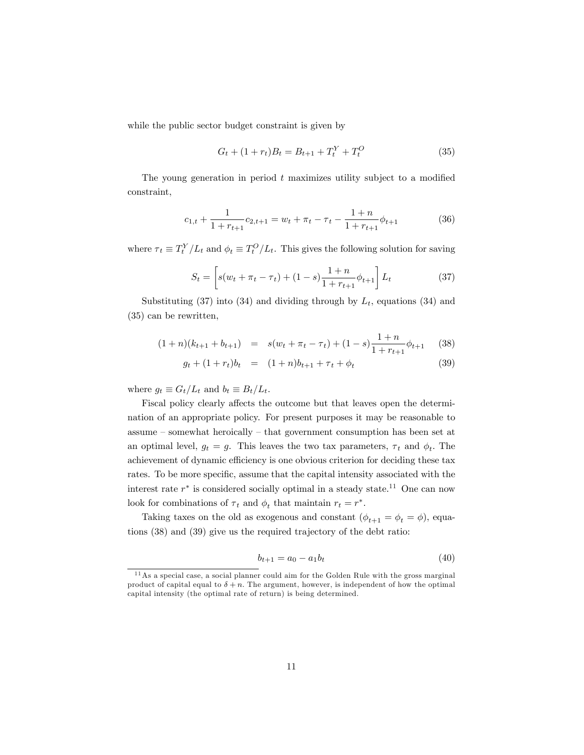while the public sector budget constraint is given by

$$G_t + (1 + r_t)B_t = B_{t+1} + T_t^Y + T_t^O \tag{35}$$

The young generation in period $t$ maximizes utility subject to a modified constraint,

$$c_{1,t} + \frac{1}{1 + r_{t+1}} c_{2,t+1} = w_t + \pi_t - \tau_t - \frac{1 + n}{1 + r_{t+1}} \phi_{t+1} \tag{36}$$

where $\tau_t \equiv T_t^Y / L_t$ and $\phi_t \equiv T_t^O / L_t$. This gives the following solution for saving

$$S_t = \left[ s(w_t + \pi_t - \tau_t) + (1 - s) \frac{1 + n}{1 + r_{t+1}} \phi_{t+1} \right] L_t \tag{37}$$

Substituting (37) into (34) and dividing through by $L_t$, equations (34) and (35) can be rewritten,

$$(1 + n)(k_{t+1} + b_{t+1}) = s(w_t + \pi_t - \tau_t) + (1 - s) \frac{1 + n}{1 + r_{t+1}} \phi_{t+1} \tag{38}$$

$$g_t + (1 + r_t) b_t = (1 + n) b_{t+1} + \tau_t + \phi_t \tag{39}$$

where $g_t \equiv G_t / L_t$ and $b_t \equiv B_t / L_t$.

Fiscal policy clearly affects the outcome but that leaves open the determination of an appropriate policy. For present purposes it may be reasonable to assume – somewhat heroically – that government consumption has been set at an optimal level, $g_t = g$. This leaves the two tax parameters, $\tau_t$ and $\phi_t$. The achievement of dynamic efficiency is one obvious criterion for deciding these tax rates. To be more specific, assume that the capital intensity associated with the interest rate $r^*$ is considered socially optimal in a steady state.[11] One can now look for combinations of $\tau_t$ and $\phi_t$ that maintain $r_t = r^*$.

Taking taxes on the old as exogenous and constant ($\phi_{t+1} = \phi_t = \phi$), equations (38) and (39) give us the required trajectory of the debt ratio:

$$b_{t+1} = a_0 - a_1 b_t \tag{40}$$

[11] As a special case, a social planner could aim for the Golden Rule with the gross marginal product of capital equal to $\delta + n$. The argument, however, is independent of how the optimal capital intensity (the optimal rate of return) is being determined.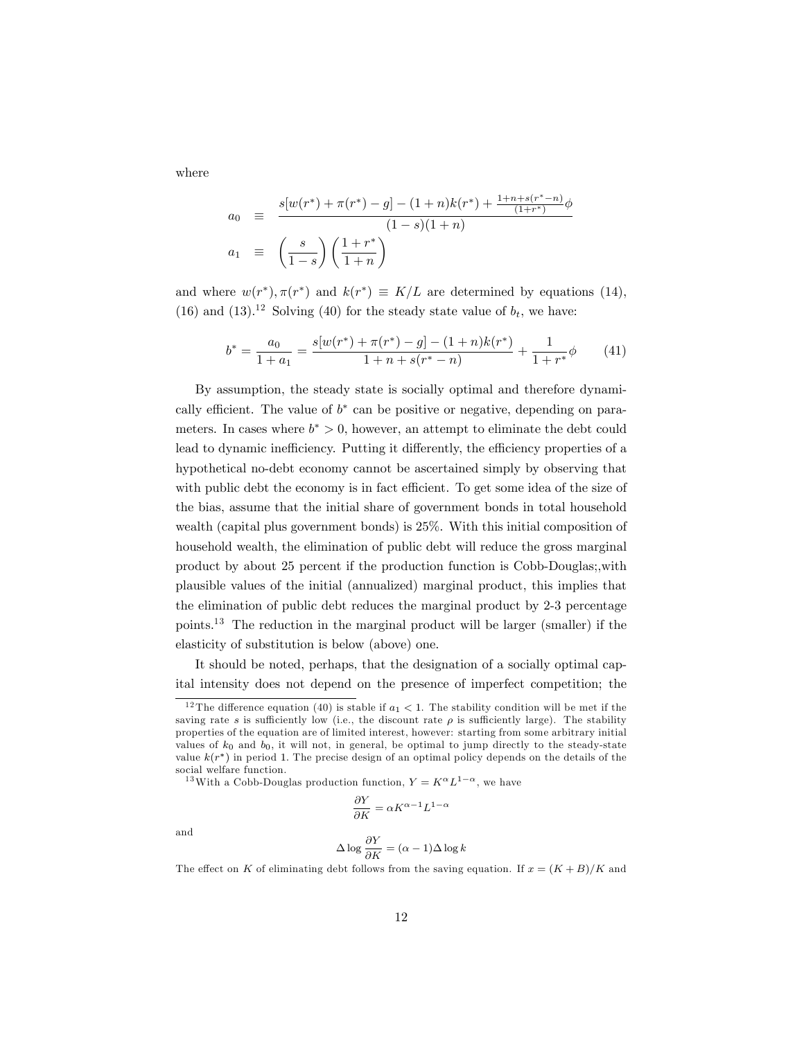where

$$
\begin{aligned}
a_0 &\equiv \frac{s[w(r^*) + \pi(r^*) - g] - (1+n)k(r^*) + \frac{1+n+s(r^*-n)}{(1+r^*)}\phi}{(1-s)(1+n)} \\
a_1 &\equiv \left(\frac{s}{1-s}\right)\left(\frac{1+r^*}{1+n}\right)
\end{aligned}
$$

and where $w(r^*), \pi(r^*)$ and $k(r^*) \equiv K/L$ are determined by equations (14), (16) and (13).[12] Solving (40) for the steady state value of $b_t$, we have:

$$
b^* = \frac{a_0}{1+a_1} = \frac{s[w(r^*) + \pi(r^*) - g] - (1+n)k(r^*)}{1+n+s(r^*-n)} + \frac{1}{1+r^*}\phi \tag{41}
$$

By assumption, the steady state is socially optimal and therefore dynamically efficient. The value of $b^*$ can be positive or negative, depending on parameters. In cases where $b^* > 0$, however, an attempt to eliminate the debt could lead to dynamic inefficiency. Putting it differently, the efficiency properties of a hypothetical no-debt economy cannot be ascertained simply by observing that with public debt the economy is in fact efficient. To get some idea of the size of the bias, assume that the initial share of government bonds in total household wealth (capital plus government bonds) is 25%. With this initial composition of household wealth, the elimination of public debt will reduce the gross marginal product by about 25 percent if the production function is Cobb-Douglas;,with plausible values of the initial (annualized) marginal product, this implies that the elimination of public debt reduces the marginal product by 2-3 percentage points.[13] The reduction in the marginal product will be larger (smaller) if the elasticity of substitution is below (above) one.

It should be noted, perhaps, that the designation of a socially optimal capital intensity does not depend on the presence of imperfect competition; the

---

[12] The difference equation (40) is stable if $a_1 < 1$. The stability condition will be met if the saving rate $s$ is sufficiently low (i.e., the discount rate $\rho$ is sufficiently large). The stability properties of the equation are of limited interest, however: starting from some arbitrary initial values of $k_0$ and $b_0$, it will not, in general, be optimal to jump directly to the steady-state value $k(r^*)$ in period 1. The precise design of an optimal policy depends on the details of the social welfare function.

[13] With a Cobb-Douglas production function, $Y = K^{\alpha}L^{1-\alpha}$, we have

$$
\frac{\partial Y}{\partial K} = \alpha K^{\alpha-1}L^{1-\alpha}
$$

and

$$
\Delta \log \frac{\partial Y}{\partial K} = (\alpha - 1)\Delta \log k
$$

The effect on $K$ of eliminating debt follows from the saving equation. If $x = (K+B)/K$ and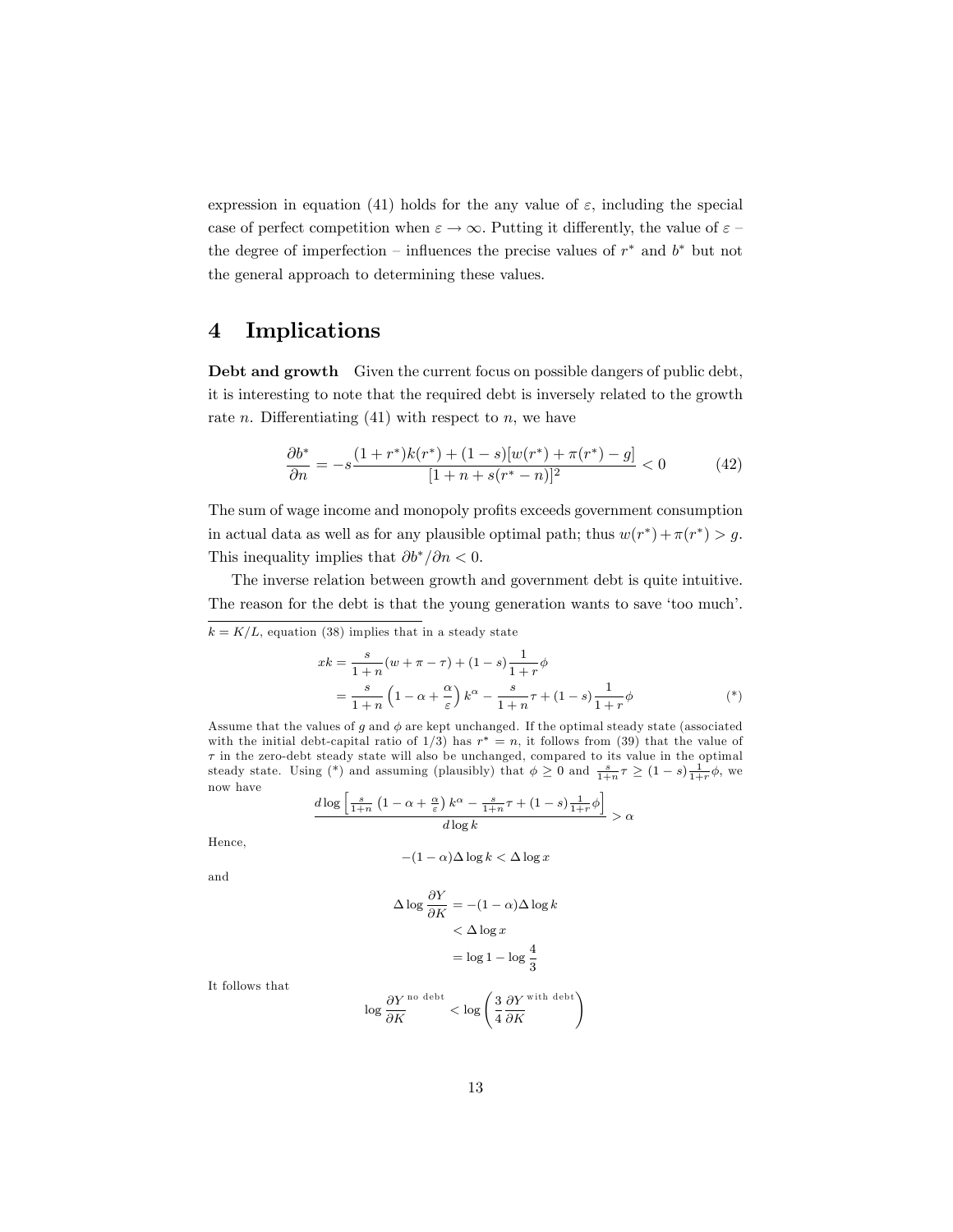expression in equation (41) holds for the any value of $\varepsilon$, including the special case of perfect competition when $\varepsilon \to \infty$. Putting it differently, the value of $\varepsilon$ – the degree of imperfection – influences the precise values of $r^*$ and $b^*$ but not the general approach to determining these values.

# 4 Implications

**Debt and growth** Given the current focus on possible dangers of public debt, it is interesting to note that the required debt is inversely related to the growth rate $n$. Differentiating (41) with respect to $n$, we have

$$\frac{\partial b^*}{\partial n} = -s\frac{(1+r^*)k(r^*) + (1-s)[w(r^*) + \pi(r^*) - g]}{[1+n+s(r^*-n)]^2} < 0 \tag{42}$$

The sum of wage income and monopoly profits exceeds government consumption in actual data as well as for any plausible optimal path; thus $w(r^*) + \pi(r^*) > g$. This inequality implies that $\partial b^*/\partial n < 0$.

The inverse relation between growth and government debt is quite intuitive. The reason for the debt is that the young generation wants to save 'too much'.

---

$k = K/L$, equation (38) implies that in a steady state

$$\begin{aligned} xk &= \frac{s}{1+n}(w + \pi - \tau) + (1-s)\frac{1}{1+r}\phi \\ &= \frac{s}{1+n}\left(1 - \alpha + \frac{\alpha}{\varepsilon}\right)k^\alpha - \frac{s}{1+n}\tau + (1-s)\frac{1}{1+r}\phi \end{aligned} \tag{*}$$

Assume that the values of $g$ and $\phi$ are kept unchanged. If the optimal steady state (associated with the initial debt-capital ratio of 1/3) has $r^* = n$, it follows from (39) that the value of $\tau$ in the zero-debt steady state will also be unchanged, compared to its value in the optimal steady state. Using (*) and assuming (plausibly) that $\phi \geq 0$ and $\frac{s}{1+n}\tau \geq (1-s)\frac{1}{1+r}\phi$, we now have

$$\frac{d\log\left[\frac{s}{1+n}\left(1-\alpha+\frac{\alpha}{\varepsilon}\right)k^\alpha - \frac{s}{1+n}\tau + (1-s)\frac{1}{1+r}\phi\right]}{d\log k} > \alpha$$

Hence,

$$-(1-\alpha)\Delta\log k < \Delta\log x$$

and

$$\begin{aligned} \Delta\log\frac{\partial Y}{\partial K} &= -(1-\alpha)\Delta\log k \\ &< \Delta\log x \\ &= \log 1 - \log\frac{4}{3} \end{aligned}$$

It follows that

$$\log\frac{\partial Y}{\partial K}^{\text{no debt}} < \log\left(\frac{3}{4}\frac{\partial Y}{\partial K}^{\text{with debt}}\right)$$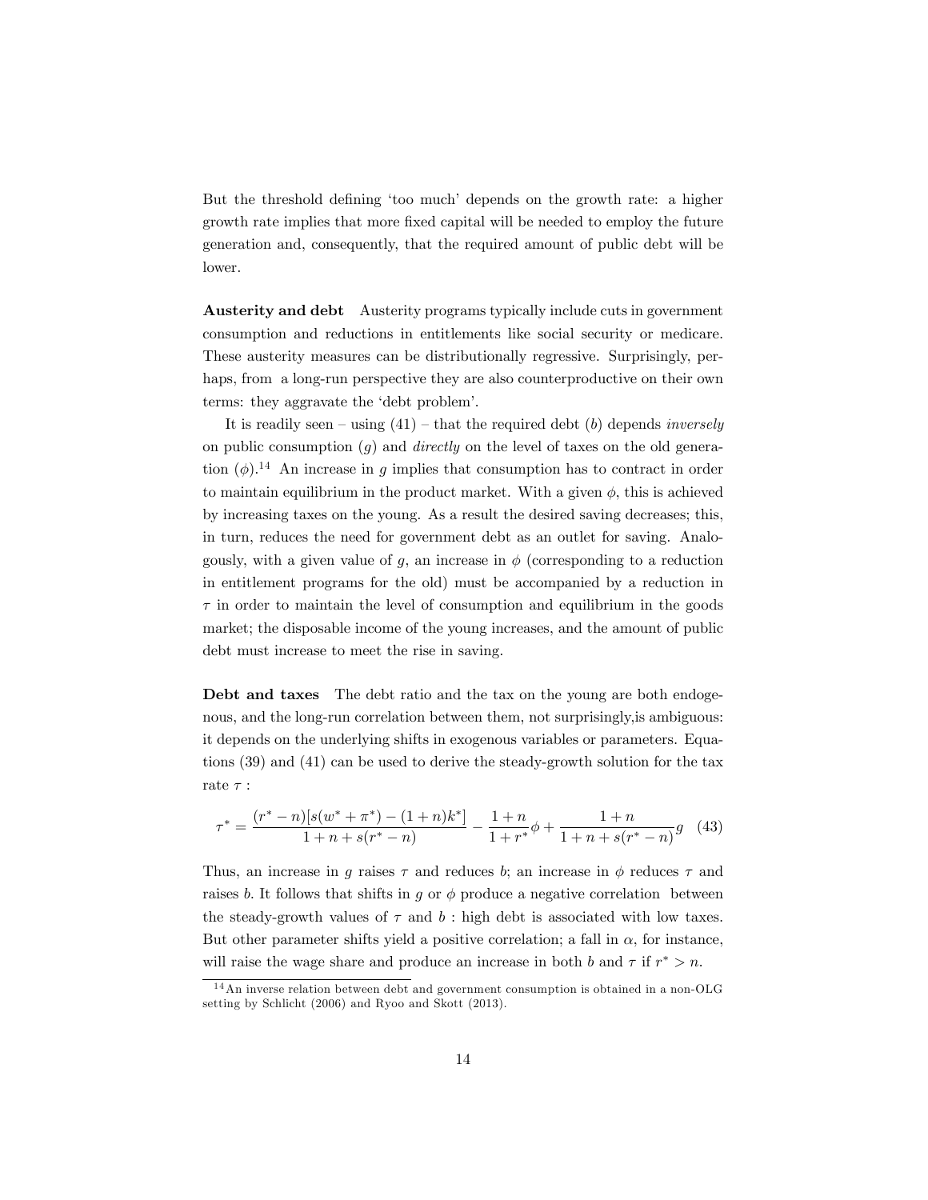But the threshold defining 'too much' depends on the growth rate: a higher growth rate implies that more fixed capital will be needed to employ the future generation and, consequently, that the required amount of public debt will be lower.

**Austerity and debt** Austerity programs typically include cuts in government consumption and reductions in entitlements like social security or medicare. These austerity measures can be distributionally regressive. Surprisingly, perhaps, from a long-run perspective they are also counterproductive on their own terms: they aggravate the 'debt problem'.

It is readily seen – using (41) – that the required debt ($b$) depends *inversely* on public consumption ($g$) and *directly* on the level of taxes on the old generation ($\phi$).[14] An increase in $g$ implies that consumption has to contract in order to maintain equilibrium in the product market. With a given $\phi$, this is achieved by increasing taxes on the young. As a result the desired saving decreases; this, in turn, reduces the need for government debt as an outlet for saving. Analogously, with a given value of $g$, an increase in $\phi$ (corresponding to a reduction in entitlement programs for the old) must be accompanied by a reduction in $\tau$ in order to maintain the level of consumption and equilibrium in the goods market; the disposable income of the young increases, and the amount of public debt must increase to meet the rise in saving.

**Debt and taxes** The debt ratio and the tax on the young are both endogenous, and the long-run correlation between them, not surprisingly,is ambiguous: it depends on the underlying shifts in exogenous variables or parameters. Equations (39) and (41) can be used to derive the steady-growth solution for the tax rate $\tau$ :

$$\tau^* = \frac{(r^* - n)[s(w^* + \pi^*) - (1+n)k^*]}{1 + n + s(r^* - n)} - \frac{1+n}{1+r^*}\phi + \frac{1+n}{1+n+s(r^*-n)}g \quad (43)$$

Thus, an increase in $g$ raises $\tau$ and reduces $b$; an increase in $\phi$ reduces $\tau$ and raises $b$. It follows that shifts in $g$ or $\phi$ produce a negative correlation between the steady-growth values of $\tau$ and $b$ : high debt is associated with low taxes. But other parameter shifts yield a positive correlation; a fall in $\alpha$, for instance, will raise the wage share and produce an increase in both $b$ and $\tau$ if $r^* > n$.

[14] An inverse relation between debt and government consumption is obtained in a non-OLG setting by Schlicht (2006) and Ryoo and Skott (2013).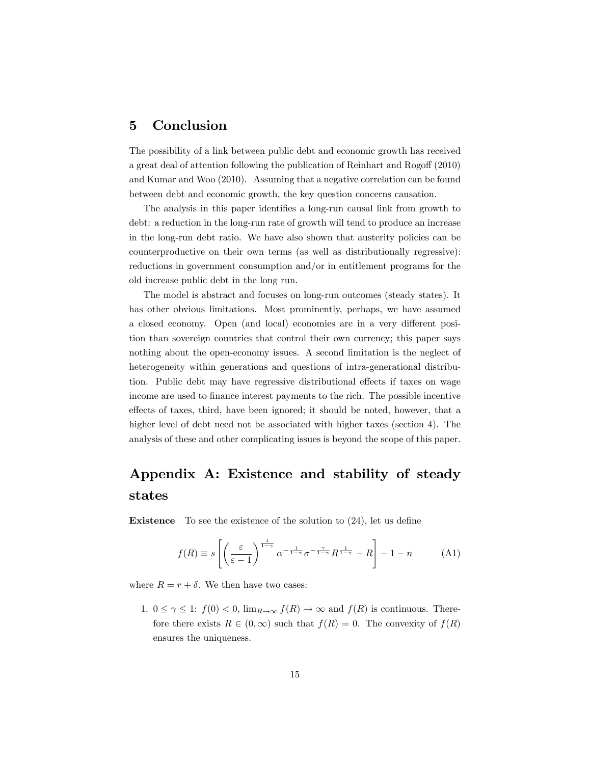# 5 Conclusion

The possibility of a link between public debt and economic growth has received a great deal of attention following the publication of Reinhart and Rogoff (2010) and Kumar and Woo (2010). Assuming that a negative correlation can be found between debt and economic growth, the key question concerns causation.

The analysis in this paper identifies a long-run causal link from growth to debt: a reduction in the long-run rate of growth will tend to produce an increase in the long-run debt ratio. We have also shown that austerity policies can be counterproductive on their own terms (as well as distributionally regressive): reductions in government consumption and/or in entitlement programs for the old increase public debt in the long run.

The model is abstract and focuses on long-run outcomes (steady states). It has other obvious limitations. Most prominently, perhaps, we have assumed a closed economy. Open (and local) economies are in a very different position than sovereign countries that control their own currency; this paper says nothing about the open-economy issues. A second limitation is the neglect of heterogeneity within generations and questions of intra-generational distribution. Public debt may have regressive distributional effects if taxes on wage income are used to finance interest payments to the rich. The possible incentive effects of taxes, third, have been ignored; it should be noted, however, that a higher level of debt need not be associated with higher taxes (section 4). The analysis of these and other complicating issues is beyond the scope of this paper.

# Appendix A: Existence and stability of steady states

**Existence** To see the existence of the solution to (24), let us define

$$f(R) \equiv s\left[\left(\frac{\varepsilon}{\varepsilon-1}\right)^{\frac{1}{1-\gamma}} \alpha^{-\frac{1}{1-\gamma}} \sigma^{-\frac{\gamma}{1-\gamma}} R^{\frac{1}{1-\gamma}} - R\right] - 1 - n \tag{A1}$$

where $R = r + \delta$. We then have two cases:

1. $0 \leq \gamma \leq 1$: $f(0) < 0$, $\lim_{R\to\infty} f(R) \to \infty$ and $f(R)$ is continuous. Therefore there exists $R \in (0, \infty)$ such that $f(R) = 0$. The convexity of $f(R)$ ensures the uniqueness.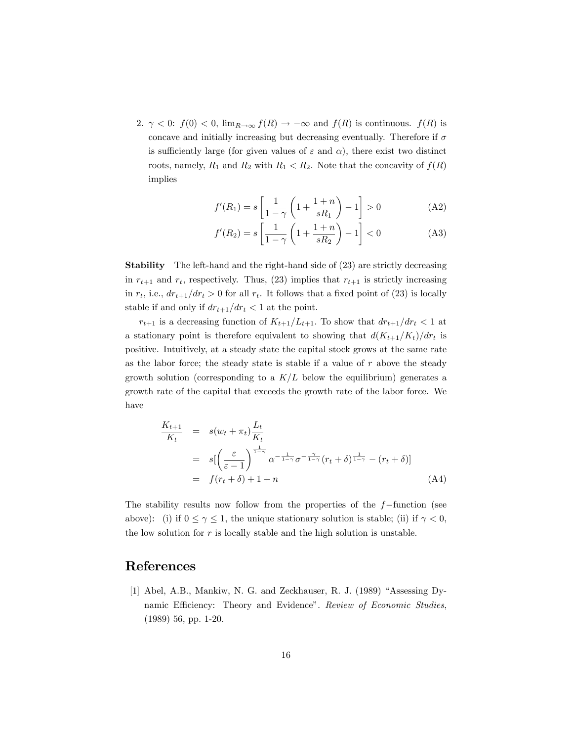2. $\gamma < 0$: $f(0) < 0$, $\lim_{R \to \infty} f(R) \to -\infty$ and $f(R)$ is continuous. $f(R)$ is concave and initially increasing but decreasing eventually. Therefore if $\sigma$ is sufficiently large (for given values of $\varepsilon$ and $\alpha$), there exist two distinct roots, namely, $R_1$ and $R_2$ with $R_1 < R_2$. Note that the concavity of $f(R)$ implies

$$f'(R_1) = s\left[\frac{1}{1-\gamma}\left(1 + \frac{1+n}{sR_1}\right) - 1\right] > 0 \tag{A2}$$

$$f'(R_2) = s\left[\frac{1}{1-\gamma}\left(1 + \frac{1+n}{sR_2}\right) - 1\right] < 0 \tag{A3}$$

**Stability** The left-hand and the right-hand side of (23) are strictly decreasing in $r_{t+1}$ and $r_t$, respectively. Thus, (23) implies that $r_{t+1}$ is strictly increasing in $r_t$, i.e., $dr_{t+1}/dr_t > 0$ for all $r_t$. It follows that a fixed point of (23) is locally stable if and only if $dr_{t+1}/dr_t < 1$ at the point.

$r_{t+1}$ is a decreasing function of $K_{t+1}/L_{t+1}$. To show that $dr_{t+1}/dr_t < 1$ at a stationary point is therefore equivalent to showing that $d(K_{t+1}/K_t)/dr_t$ is positive. Intuitively, at a steady state the capital stock grows at the same rate as the labor force; the steady state is stable if a value of $r$ above the steady growth solution (corresponding to a $K/L$ below the equilibrium) generates a growth rate of the capital that exceeds the growth rate of the labor force. We have

$$\begin{aligned}
\frac{K_{t+1}}{K_t} &= s(w_t + \pi_t)\frac{L_t}{K_t} \\
&= s\left[\left(\frac{\varepsilon}{\varepsilon - 1}\right)^{\frac{1}{1-\gamma}} \alpha^{-\frac{1}{1-\gamma}} \sigma^{-\frac{\gamma}{1-\gamma}} (r_t + \delta)^{\frac{1}{1-\gamma}} - (r_t + \delta)\right] \\
&= f(r_t + \delta) + 1 + n
\end{aligned} \tag{A4}$$

The stability results now follow from the properties of the $f-$function (see above): (i) if $0 \leq \gamma \leq 1$, the unique stationary solution is stable; (ii) if $\gamma < 0$, the low solution for $r$ is locally stable and the high solution is unstable.

# References

[1] Abel, A.B., Mankiw, N. G. and Zeckhauser, R. J. (1989) "Assessing Dynamic Efficiency: Theory and Evidence". *Review of Economic Studies*, (1989) 56, pp. 1-20.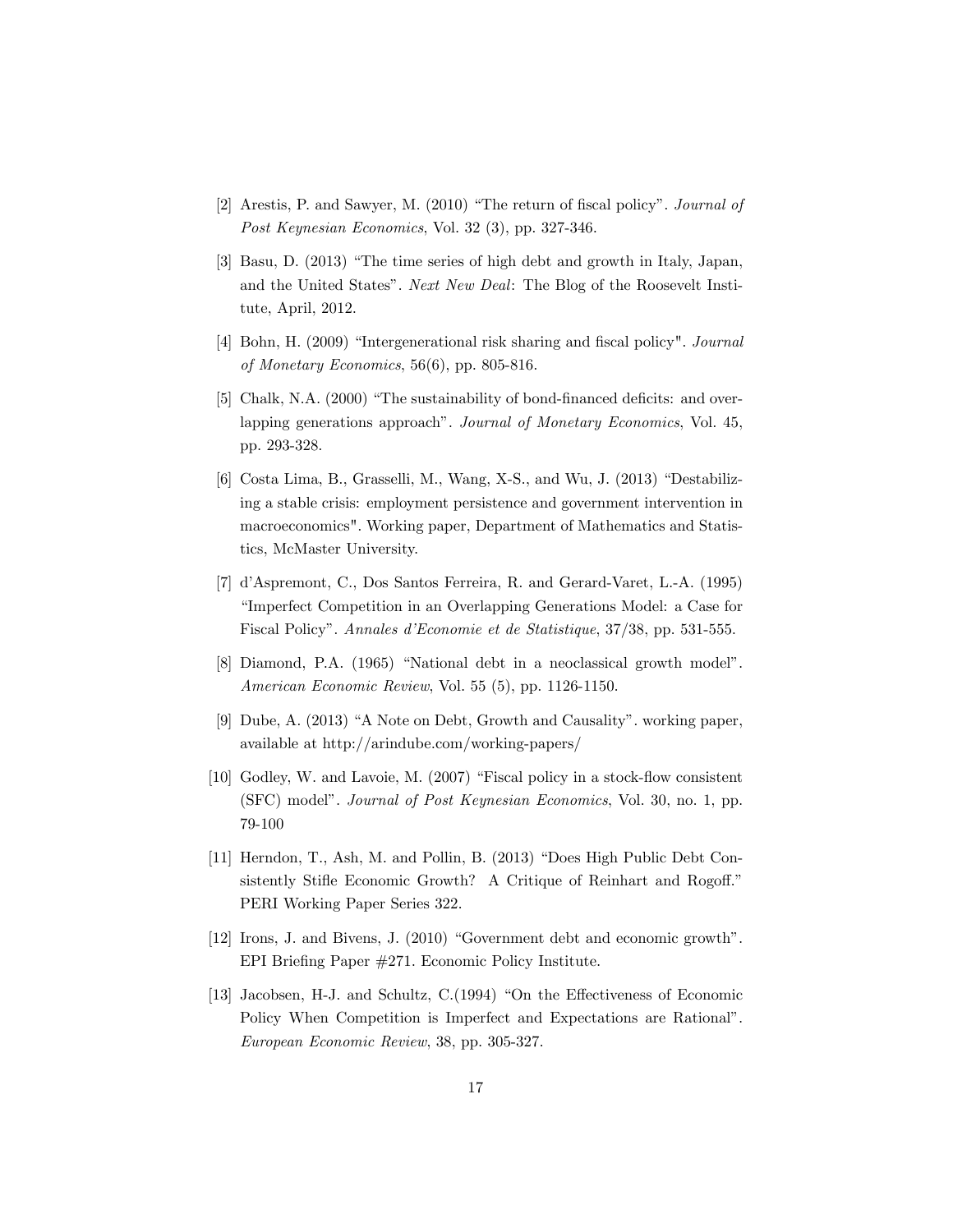[2] Arestis, P. and Sawyer, M. (2010) "The return of fiscal policy". *Journal of Post Keynesian Economics*, Vol. 32 (3), pp. 327-346.

[3] Basu, D. (2013) "The time series of high debt and growth in Italy, Japan, and the United States". *Next New Deal*: The Blog of the Roosevelt Institute, April, 2012.

[4] Bohn, H. (2009) "Intergenerational risk sharing and fiscal policy". *Journal of Monetary Economics*, 56(6), pp. 805-816.

[5] Chalk, N.A. (2000) "The sustainability of bond-financed deficits: and overlapping generations approach". *Journal of Monetary Economics*, Vol. 45, pp. 293-328.

[6] Costa Lima, B., Grasselli, M., Wang, X-S., and Wu, J. (2013) "Destabilizing a stable crisis: employment persistence and government intervention in macroeconomics". Working paper, Department of Mathematics and Statistics, McMaster University.

[7] d'Aspremont, C., Dos Santos Ferreira, R. and Gerard-Varet, L.-A. (1995) "Imperfect Competition in an Overlapping Generations Model: a Case for Fiscal Policy". *Annales d'Economie et de Statistique*, 37/38, pp. 531-555.

[8] Diamond, P.A. (1965) "National debt in a neoclassical growth model". *American Economic Review*, Vol. 55 (5), pp. 1126-1150.

[9] Dube, A. (2013) "A Note on Debt, Growth and Causality". working paper, available at http://arindube.com/working-papers/

[10] Godley, W. and Lavoie, M. (2007) "Fiscal policy in a stock-flow consistent (SFC) model". *Journal of Post Keynesian Economics*, Vol. 30, no. 1, pp. 79-100

[11] Herndon, T., Ash, M. and Pollin, B. (2013) "Does High Public Debt Consistently Stifle Economic Growth? A Critique of Reinhart and Rogoff." PERI Working Paper Series 322.

[12] Irons, J. and Bivens, J. (2010) "Government debt and economic growth". EPI Briefing Paper #271. Economic Policy Institute.

[13] Jacobsen, H-J. and Schultz, C.(1994) "On the Effectiveness of Economic Policy When Competition is Imperfect and Expectations are Rational". *European Economic Review*, 38, pp. 305-327.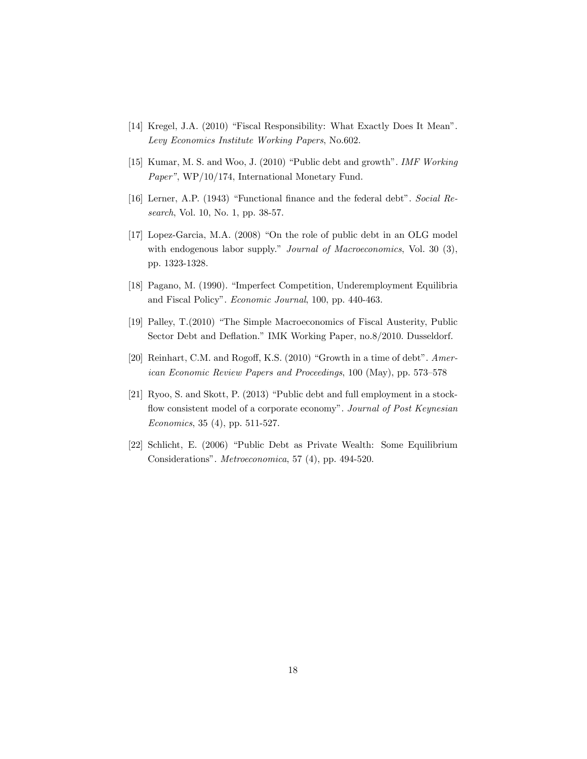[14] Kregel, J.A. (2010) "Fiscal Responsibility: What Exactly Does It Mean". *Levy Economics Institute Working Papers*, No.602.

[15] Kumar, M. S. and Woo, J. (2010) "Public debt and growth". *IMF Working Paper"*, WP/10/174, International Monetary Fund.

[16] Lerner, A.P. (1943) "Functional finance and the federal debt". *Social Research*, Vol. 10, No. 1, pp. 38-57.

[17] Lopez-Garcia, M.A. (2008) "On the role of public debt in an OLG model with endogenous labor supply." *Journal of Macroeconomics*, Vol. 30 (3), pp. 1323-1328.

[18] Pagano, M. (1990). "Imperfect Competition, Underemployment Equilibria and Fiscal Policy". *Economic Journal*, 100, pp. 440-463.

[19] Palley, T.(2010) "The Simple Macroeconomics of Fiscal Austerity, Public Sector Debt and Deflation." IMK Working Paper, no.8/2010. Dusseldorf.

[20] Reinhart, C.M. and Rogoff, K.S. (2010) "Growth in a time of debt". *American Economic Review Papers and Proceedings*, 100 (May), pp. 573–578

[21] Ryoo, S. and Skott, P. (2013) "Public debt and full employment in a stock-flow consistent model of a corporate economy". *Journal of Post Keynesian Economics*, 35 (4), pp. 511-527.

[22] Schlicht, E. (2006) "Public Debt as Private Wealth: Some Equilibrium Considerations". *Metroeconomica*, 57 (4), pp. 494-520.